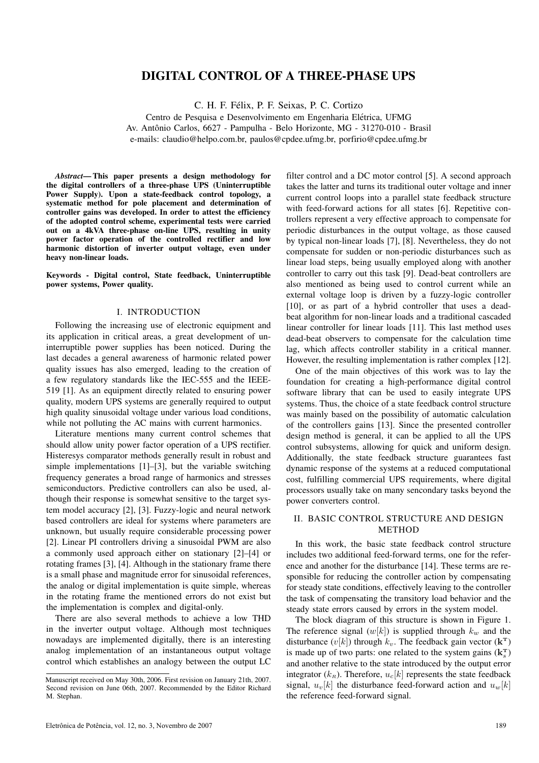# DIGITAL CONTROL OF A THREE-PHASE UPS

C. H. F. Félix, P. F. Seixas, P. C. Cortizo

Centro de Pesquisa e Desenvolvimento em Engenharia Elétrica, UFMG
Av. Antônio Carlos, 6627 - Pampulha - Belo Horizonte, MG - 31270-010 - Brasil
e-mails: claudio@helpo.com.br, paulos@cpdee.ufmg.br, porfirio@cpdee.ufmg.br

***Abstract*— This paper presents a design methodology for the digital controllers of a three-phase UPS (Uninterruptible Power Supply). Upon a state-feedback control topology, a systematic method for pole placement and determination of controller gains was developed. In order to attest the efficiency of the adopted control scheme, experimental tests were carried out on a 4kVA three-phase on-line UPS, resulting in unity power factor operation of the controlled rectifier and low harmonic distortion of inverter output voltage, even under heavy non-linear loads.**

**Keywords - Digital control, State feedback, Uninterruptible power systems, Power quality.**

## I. INTRODUCTION

Following the increasing use of electronic equipment and its application in critical areas, a great development of uninterruptible power supplies has been noticed. During the last decades a general awareness of harmonic related power quality issues has also emerged, leading to the creation of a few regulatory standards like the IEC-555 and the IEEE-519 [1]. As an equipment directly related to ensuring power quality, modern UPS systems are generally required to output high quality sinusoidal voltage under various load conditions, while not polluting the AC mains with current harmonics.

Literature mentions many current control schemes that should allow unity power factor operation of a UPS rectifier. Histeresys comparator methods generally result in robust and simple implementations [1]–[3], but the variable switching frequency generates a broad range of harmonics and stresses semiconductors. Predictive controllers can also be used, although their response is somewhat sensitive to the target system model accuracy [2], [3]. Fuzzy-logic and neural network based controllers are ideal for systems where parameters are unknown, but usually require considerable processing power [2]. Linear PI controllers driving a sinusoidal PWM are also a commonly used approach either on stationary [2]–[4] or rotating frames [3], [4]. Although in the stationary frame there is a small phase and magnitude error for sinusoidal references, the analog or digital implementation is quite simple, whereas in the rotating frame the mentioned errors do not exist but the implementation is complex and digital-only.

There are also several methods to achieve a low THD in the inverter output voltage. Although most techniques nowadays are implemented digitally, there is an interesting analog implementation of an instantaneous output voltage control which establishes an analogy between the output LC filter control and a DC motor control [5]. A second approach takes the latter and turns its traditional outer voltage and inner current control loops into a parallel state feedback structure with feed-forward actions for all states [6]. Repetitive controllers represent a very effective approach to compensate for periodic disturbances in the output voltage, as those caused by typical non-linear loads [7], [8]. Nevertheless, they do not compensate for sudden or non-periodic disturbances such as linear load steps, being usually employed along with another controller to carry out this task [9]. Dead-beat controllers are also mentioned as being used to control current while an external voltage loop is driven by a fuzzy-logic controller [10], or as part of a hybrid controller that uses a dead-beat algorithm for non-linear loads and a traditional cascaded linear controller for linear loads [11]. This last method uses dead-beat observers to compensate for the calculation time lag, which affects controller stability in a critical manner. However, the resulting implementation is rather complex [12].

One of the main objectives of this work was to lay the foundation for creating a high-performance digital control software library that can be used to easily integrate UPS systems. Thus, the choice of a state feedback control structure was mainly based on the possibility of automatic calculation of the controllers gains [13]. Since the presented controller design method is general, it can be applied to all the UPS control subsystems, allowing for quick and uniform design. Additionally, the state feedback structure guarantees fast dynamic response of the systems at a reduced computational cost, fulfilling commercial UPS requirements, where digital processors usually take on many sencondary tasks beyond the power converters control.

## II. BASIC CONTROL STRUCTURE AND DESIGN METHOD

In this work, the basic state feedback control structure includes two additional feed-forward terms, one for the reference and another for the disturbance [14]. These terms are responsible for reducing the controller action by compensating for steady state conditions, effectively leaving to the controller the task of compensating the transitory load behavior and the steady state errors caused by errors in the system model.

The block diagram of this structure is shown in Figure 1. The reference signal ($w[k]$) is supplied through $k_w$ and the disturbance ($v[k]$) through $k_v$. The feedback gain vector ($\mathbf{k}^{\mathbf{T}}$) is made up of two parts: one related to the system gains ($\mathbf{k}_s^{\mathbf{T}}$) and another relative to the state introduced by the output error integrator ($k_R$). Therefore, $u_c[k]$ represents the state feedback signal, $u_v[k]$ the disturbance feed-forward action and $u_w[k]$ the reference feed-forward signal.

Manuscript received on May 30th, 2006. First revision on January 21th, 2007. Second revision on June 06th, 2007. Recommended by the Editor Richard M. Stephan.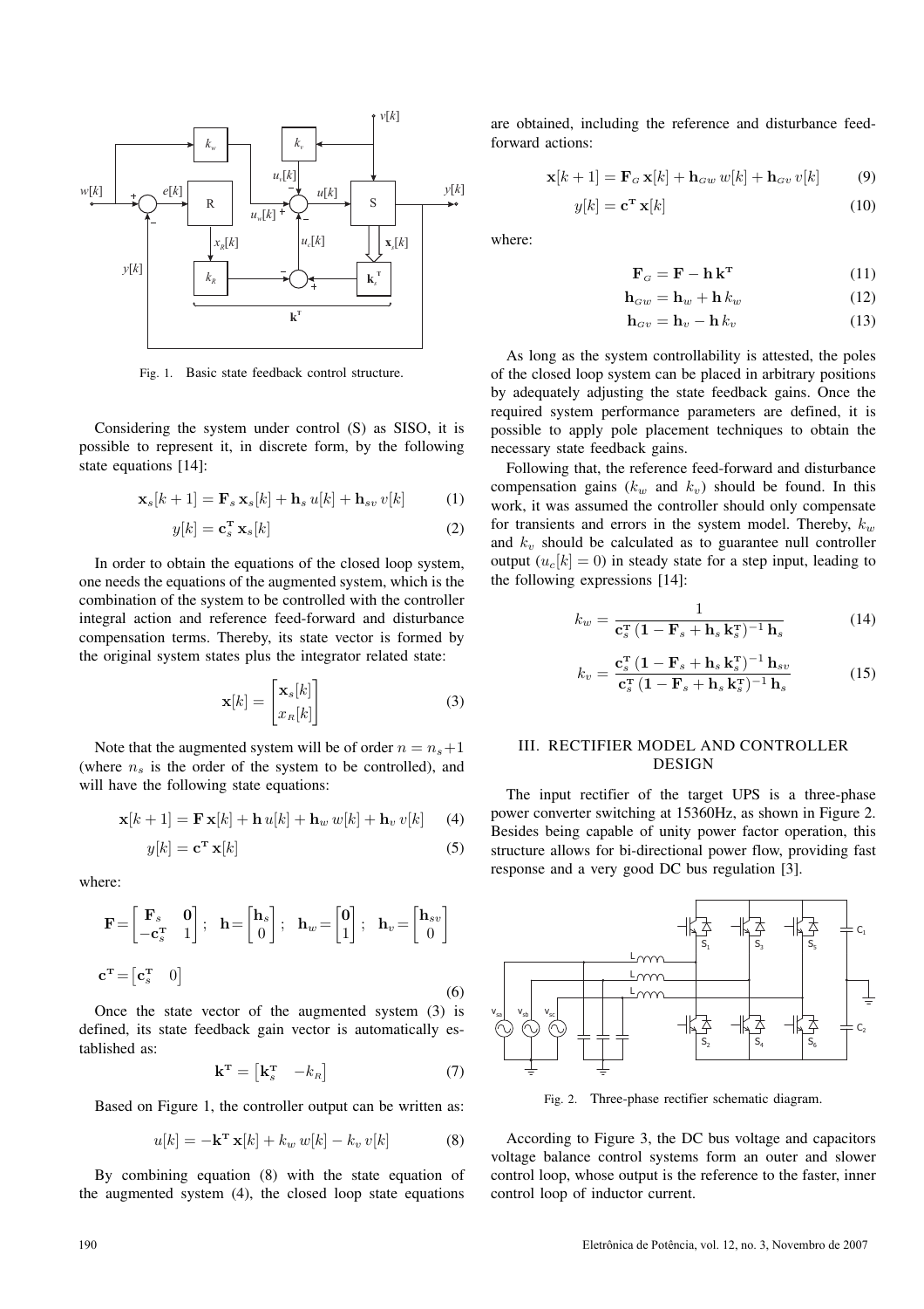Fig. 1. Basic state feedback control structure.

Considering the system under control (S) as SISO, it is possible to represent it, in discrete form, by the following state equations [14]:

$$\mathbf{x}_s[k+1] = \mathbf{F}_s\,\mathbf{x}_s[k] + \mathbf{h}_s\,u[k] + \mathbf{h}_{sv}\,v[k] \tag{1}$$

$$y[k] = \mathbf{c}_s^{\mathbf{T}}\,\mathbf{x}_s[k] \tag{2}$$

In order to obtain the equations of the closed loop system, one needs the equations of the augmented system, which is the combination of the system to be controlled with the controller integral action and reference feed-forward and disturbance compensation terms. Thereby, its state vector is formed by the original system states plus the integrator related state:

$$\mathbf{x}[k] = \begin{bmatrix} \mathbf{x}_s[k] \\ x_R[k] \end{bmatrix} \tag{3}$$

Note that the augmented system will be of order $n = n_s{+}1$ (where $n_s$ is the order of the system to be controlled), and will have the following state equations:

$$\mathbf{x}[k+1] = \mathbf{F}\,\mathbf{x}[k] + \mathbf{h}\,u[k] + \mathbf{h}_w\,w[k] + \mathbf{h}_v\,v[k] \tag{4}$$

$$y[k] = \mathbf{c}^{\mathbf{T}}\,\mathbf{x}[k] \tag{5}$$

where:

$$\mathbf{F} = \begin{bmatrix} \mathbf{F}_s & \mathbf{0} \\ -\mathbf{c}_s^{\mathbf{T}} & 1 \end{bmatrix}; \quad \mathbf{h} = \begin{bmatrix} \mathbf{h}_s \\ 0 \end{bmatrix}; \quad \mathbf{h}_w = \begin{bmatrix} \mathbf{0} \\ 1 \end{bmatrix}; \quad \mathbf{h}_v = \begin{bmatrix} \mathbf{h}_{sv} \\ 0 \end{bmatrix}$$

$$\mathbf{c}^{\mathbf{T}} = \begin{bmatrix} \mathbf{c}_s^{\mathbf{T}} & 0 \end{bmatrix} \tag{6}$$

Once the state vector of the augmented system (3) is defined, its state feedback gain vector is automatically established as:

$$\mathbf{k}^{\mathbf{T}} = \begin{bmatrix} \mathbf{k}_s^{\mathbf{T}} & -k_R \end{bmatrix} \tag{7}$$

Based on Figure 1, the controller output can be written as:

$$u[k] = -\mathbf{k}^{\mathbf{T}}\,\mathbf{x}[k] + k_w\,w[k] - k_v\,v[k] \tag{8}$$

By combining equation (8) with the state equation of the augmented system (4), the closed loop state equations are obtained, including the reference and disturbance feed-forward actions:

$$\mathbf{x}[k+1] = \mathbf{F}_G\,\mathbf{x}[k] + \mathbf{h}_{Gw}\,w[k] + \mathbf{h}_{Gv}\,v[k] \tag{9}$$

$$y[k] = \mathbf{c}^{\mathbf{T}}\,\mathbf{x}[k] \tag{10}$$

where:

$$\mathbf{F}_G = \mathbf{F} - \mathbf{h}\,\mathbf{k}^{\mathbf{T}} \tag{11}$$

$$\mathbf{h}_{Gw} = \mathbf{h}_w + \mathbf{h}\,k_w \tag{12}$$

$$\mathbf{h}_{Gv} = \mathbf{h}_v - \mathbf{h}\,k_v \tag{13}$$

As long as the system controllability is attested, the poles of the closed loop system can be placed in arbitrary positions by adequately adjusting the state feedback gains. Once the required system performance parameters are defined, it is possible to apply pole placement techniques to obtain the necessary state feedback gains.

Following that, the reference feed-forward and disturbance compensation gains ($k_w$ and $k_v$) should be found. In this work, it was assumed the controller should only compensate for transients and errors in the system model. Thereby, $k_w$ and $k_v$ should be calculated as to guarantee null controller output ($u_c[k] = 0$) in steady state for a step input, leading to the following expressions [14]:

$$k_w = \frac{1}{\mathbf{c}_s^{\mathbf{T}}\,(\mathbf{1} - \mathbf{F}_s + \mathbf{h}_s\,\mathbf{k}_s^{\mathbf{T}})^{-1}\,\mathbf{h}_s} \tag{14}$$

$$k_v = \frac{\mathbf{c}_s^{\mathbf{T}}\,(\mathbf{1} - \mathbf{F}_s + \mathbf{h}_s\,\mathbf{k}_s^{\mathbf{T}})^{-1}\,\mathbf{h}_{sv}}{\mathbf{c}_s^{\mathbf{T}}\,(\mathbf{1} - \mathbf{F}_s + \mathbf{h}_s\,\mathbf{k}_s^{\mathbf{T}})^{-1}\,\mathbf{h}_s} \tag{15}$$

## III. RECTIFIER MODEL AND CONTROLLER DESIGN

The input rectifier of the target UPS is a three-phase power converter switching at 15360Hz, as shown in Figure 2. Besides being capable of unity power factor operation, this structure allows for bi-directional power flow, providing fast response and a very good DC bus regulation [3].

Fig. 2. Three-phase rectifier schematic diagram.

According to Figure 3, the DC bus voltage and capacitors voltage balance control systems form an outer and slower control loop, whose output is the reference to the faster, inner control loop of inductor current.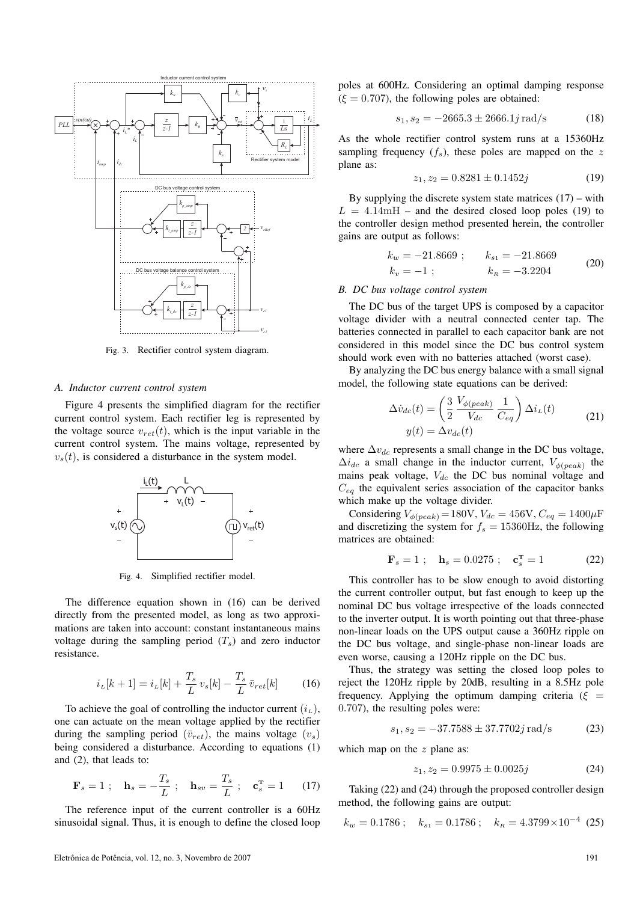Fig. 3. Rectifier control system diagram.

### A. Inductor current control system

Figure 4 presents the simplified diagram for the rectifier current control system. Each rectifier leg is represented by the voltage source $v_{ret}(t)$, which is the input variable in the current control system. The mains voltage, represented by $v_s(t)$, is considered a disturbance in the system model.

Fig. 4. Simplified rectifier model.

The difference equation shown in (16) can be derived directly from the presented model, as long as two approximations are taken into account: constant instantaneous mains voltage during the sampling period ($T_s$) and zero inductor resistance.

$$i_L[k+1] = i_L[k] + \frac{T_s}{L}\, v_s[k] - \frac{T_s}{L}\, \bar{v}_{ret}[k] \tag{16}$$

To achieve the goal of controlling the inductor current ($i_L$), one can actuate on the mean voltage applied by the rectifier during the sampling period ($\bar{v}_{ret}$), the mains voltage ($v_s$) being considered a disturbance. According to equations (1) and (2), that leads to:

$$\mathbf{F}_s = 1 \; ; \quad \mathbf{h}_s = -\frac{T_s}{L} \; ; \quad \mathbf{h}_{sv} = \frac{T_s}{L} \; ; \quad \mathbf{c}_s^{\mathbf{T}} = 1 \tag{17}$$

The reference input of the current controller is a 60Hz sinusoidal signal. Thus, it is enough to define the closed loop poles at 600Hz. Considering an optimal damping response ($\xi = 0.707$), the following poles are obtained:

$$s_1, s_2 = -2665.3 \pm 2666.1j \,\text{rad/s} \tag{18}$$

As the whole rectifier control system runs at a 15360Hz sampling frequency ($f_s$), these poles are mapped on the $z$ plane as:

$$z_1, z_2 = 0.8281 \pm 0.1452j \tag{19}$$

By supplying the discrete system state matrices (17) – with $L = 4.14\text{mH}$ – and the desired closed loop poles (19) to the controller design method presented herein, the controller gains are output as follows:

$$\begin{aligned} k_w &= -21.8669 \; ; \qquad & k_{s1} &= -21.8669 \\ k_v &= -1 \; ; & k_R &= -3.2204 \end{aligned} \tag{20}$$

### B. DC bus voltage control system

The DC bus of the target UPS is composed by a capacitor voltage divider with a neutral connected center tap. The batteries connected in parallel to each capacitor bank are not considered in this model since the DC bus control system should work even with no batteries attached (worst case).

By analyzing the DC bus energy balance with a small signal model, the following state equations can be derived:

$$\begin{aligned} \Delta\dot{v}_{dc}(t) &= \left(\frac{3}{2}\,\frac{V_{\phi(peak)}}{V_{dc}}\,\frac{1}{C_{eq}}\right)\Delta i_L(t) \\ y(t) &= \Delta v_{dc}(t) \end{aligned} \tag{21}$$

where $\Delta v_{dc}$ represents a small change in the DC bus voltage, $\Delta i_{dc}$ a small change in the inductor current, $V_{\phi(peak)}$ the mains peak voltage, $V_{dc}$ the DC bus nominal voltage and $C_{eq}$ the equivalent series association of the capacitor banks which make up the voltage divider.

Considering $V_{\phi(peak)} = 180\text{V}$, $V_{dc} = 456\text{V}$, $C_{eq} = 1400\mu\text{F}$ and discretizing the system for $f_s = 15360\text{Hz}$, the following matrices are obtained:

$$\mathbf{F}_s = 1 \; ; \quad \mathbf{h}_s = 0.0275 \; ; \quad \mathbf{c}_s^{\mathbf{T}} = 1 \tag{22}$$

This controller has to be slow enough to avoid distorting the current controller output, but fast enough to keep up the nominal DC bus voltage irrespective of the loads connected to the inverter output. It is worth pointing out that three-phase non-linear loads on the UPS output cause a 360Hz ripple on the DC bus voltage, and single-phase non-linear loads are even worse, causing a 120Hz ripple on the DC bus.

Thus, the strategy was setting the closed loop poles to reject the 120Hz ripple by 20dB, resulting in a 8.5Hz pole frequency. Applying the optimum damping criteria ($\xi = 0.707$), the resulting poles were:

$$s_1, s_2 = -37.7588 \pm 37.7702j \,\text{rad/s} \tag{23}$$

which map on the $z$ plane as:

$$z_1, z_2 = 0.9975 \pm 0.0025j \tag{24}$$

Taking (22) and (24) through the proposed controller design method, the following gains are output:

$$k_w = 0.1786 \; ; \quad k_{s1} = 0.1786 \; ; \quad k_R = 4.3799 \times 10^{-4} \tag{25}$$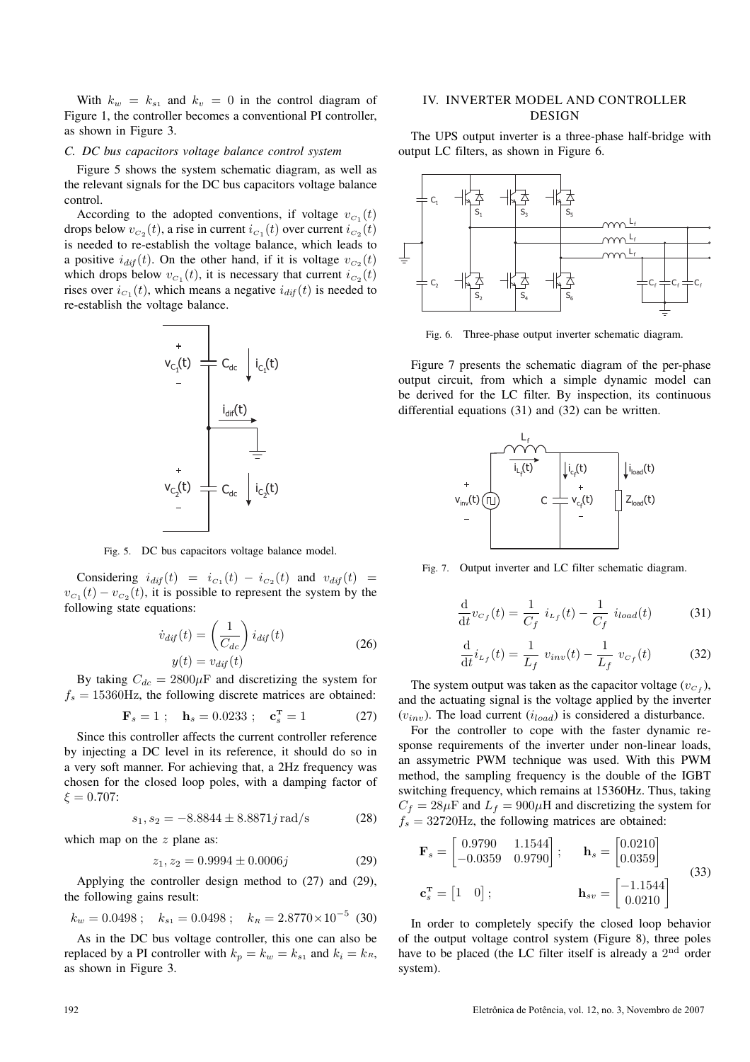With $k_w = k_{s1}$ and $k_v = 0$ in the control diagram of Figure 1, the controller becomes a conventional PI controller, as shown in Figure 3.

### C. DC bus capacitors voltage balance control system

Figure 5 shows the system schematic diagram, as well as the relevant signals for the DC bus capacitors voltage balance control.

According to the adopted conventions, if voltage $v_{C_1}(t)$ drops below $v_{C_2}(t)$, a rise in current $i_{C_1}(t)$ over current $i_{C_2}(t)$ is needed to re-establish the voltage balance, which leads to a positive $i_{dif}(t)$. On the other hand, if it is voltage $v_{C_2}(t)$ which drops below $v_{C_1}(t)$, it is necessary that current $i_{C_2}(t)$ rises over $i_{C_1}(t)$, which means a negative $i_{dif}(t)$ is needed to re-establish the voltage balance.

Fig. 5. DC bus capacitors voltage balance model.

Considering $i_{dif}(t) = i_{C_1}(t) - i_{C_2}(t)$ and $v_{dif}(t) = v_{C_1}(t) - v_{C_2}(t)$, it is possible to represent the system by the following state equations:

$$\dot{v}_{dif}(t) = \left(\frac{1}{C_{dc}}\right) i_{dif}(t) \qquad y(t) = v_{dif}(t) \tag{26}$$

By taking $C_{dc} = 2800\mu\text{F}$ and discretizing the system for $f_s = 15360\text{Hz}$, the following discrete matrices are obtained:

$$\mathbf{F}_s = 1 \; ; \quad \mathbf{h}_s = 0.0233 \; ; \quad \mathbf{c}_s^{\mathbf{T}} = 1 \tag{27}$$

Since this controller affects the current controller reference by injecting a DC level in its reference, it should do so in a very soft manner. For achieving that, a 2Hz frequency was chosen for the closed loop poles, with a damping factor of $\xi = 0.707$:

$$s_1, s_2 = -8.8844 \pm 8.8871j \,\text{rad/s} \tag{28}$$

which map on the $z$ plane as:

$$z_1, z_2 = 0.9994 \pm 0.0006j \tag{29}$$

Applying the controller design method to (27) and (29), the following gains result:

$$k_w = 0.0498 \; ; \quad k_{s1} = 0.0498 \; ; \quad k_R = 2.8770 \times 10^{-5} \tag{30}$$

As in the DC bus voltage controller, this one can also be replaced by a PI controller with $k_p = k_w = k_{s1}$ and $k_i = k_R$, as shown in Figure 3.

## IV. INVERTER MODEL AND CONTROLLER DESIGN

The UPS output inverter is a three-phase half-bridge with output LC filters, as shown in Figure 6.

Fig. 6. Three-phase output inverter schematic diagram.

Figure 7 presents the schematic diagram of the per-phase output circuit, from which a simple dynamic model can be derived for the LC filter. By inspection, its continuous differential equations (31) and (32) can be written.

Fig. 7. Output inverter and LC filter schematic diagram.

$$\frac{\mathrm{d}}{\mathrm{d}t} v_{C_f}(t) = \frac{1}{C_f}\, i_{L_f}(t) - \frac{1}{C_f}\, i_{load}(t) \tag{31}$$

$$\frac{\mathrm{d}}{\mathrm{d}t} i_{L_f}(t) = \frac{1}{L_f}\, v_{inv}(t) - \frac{1}{L_f}\, v_{C_f}(t) \tag{32}$$

The system output was taken as the capacitor voltage ($v_{C_f}$), and the actuating signal is the voltage applied by the inverter ($v_{inv}$). The load current ($i_{load}$) is considered a disturbance.

For the controller to cope with the faster dynamic response requirements of the inverter under non-linear loads, an assymetric PWM technique was used. With this PWM method, the sampling frequency is the double of the IGBT switching frequency, which remains at 15360Hz. Thus, taking $C_f = 28\mu\text{F}$ and $L_f = 900\mu\text{H}$ and discretizing the system for $f_s = 32720\text{Hz}$, the following matrices are obtained:

$$\mathbf{F}_s = \begin{bmatrix} 0.9790 & 1.1544 \\ -0.0359 & 0.9790 \end{bmatrix}; \quad \mathbf{h}_s = \begin{bmatrix} 0.0210 \\ 0.0359 \end{bmatrix}$$
$$\mathbf{c}_s^{\mathbf{T}} = \begin{bmatrix} 1 & 0 \end{bmatrix}; \quad \mathbf{h}_{sv} = \begin{bmatrix} -1.1544 \\ 0.0210 \end{bmatrix} \tag{33}$$

In order to completely specify the closed loop behavior of the output voltage control system (Figure 8), three poles have to be placed (the LC filter itself is already a 2nd order system).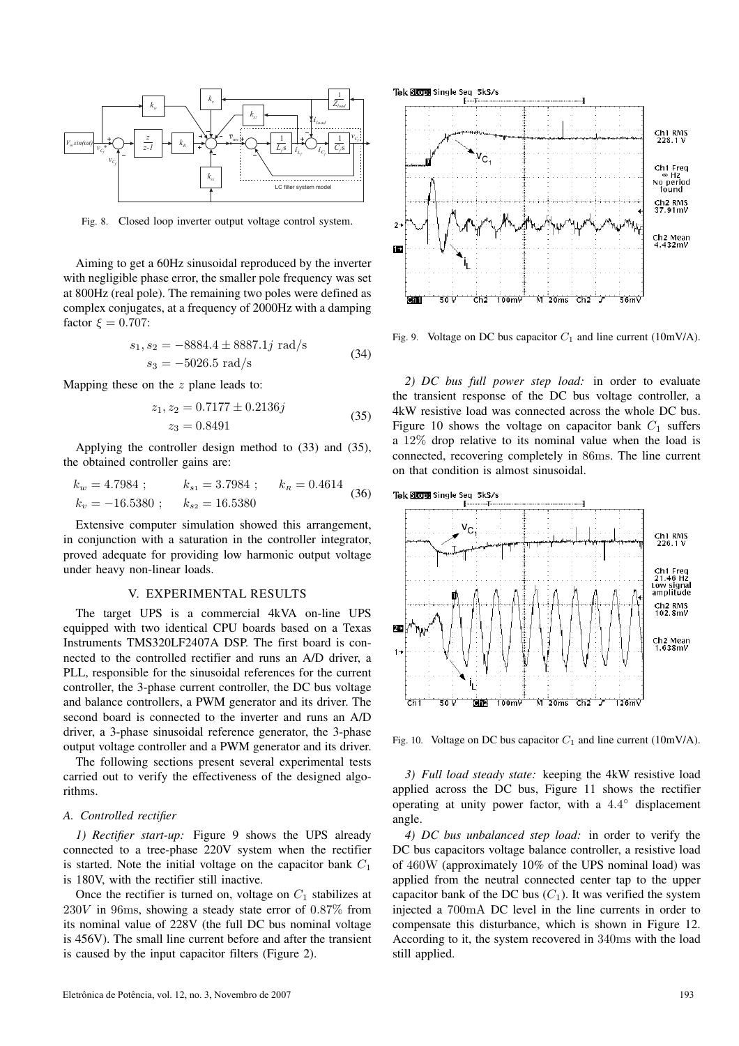Fig. 8. Closed loop inverter output voltage control system.

Aiming to get a 60Hz sinusoidal reproduced by the inverter with negligible phase error, the smaller pole frequency was set at 800Hz (real pole). The remaining two poles were defined as complex conjugates, at a frequency of 2000Hz with a damping factor $\xi = 0.707$:

$$\begin{aligned} s_1, s_2 &= -8884.4 \pm 8887.1j \text{ rad/s} \\ s_3 &= -5026.5 \text{ rad/s} \end{aligned} \tag{34}$$

Mapping these on the $z$ plane leads to:

$$\begin{aligned} z_1, z_2 &= 0.7177 \pm 0.2136j \\ z_3 &= 0.8491 \end{aligned} \tag{35}$$

Applying the controller design method to (33) and (35), the obtained controller gains are:

$$\begin{aligned} k_w &= 4.7984 \; ; \qquad k_{s1} = 3.7984 \; ; \qquad k_R = 0.4614 \\ k_v &= -16.5380 \; ; \qquad k_{s2} = 16.5380 \end{aligned} \tag{36}$$

Extensive computer simulation showed this arrangement, in conjunction with a saturation in the controller integrator, proved adequate for providing low harmonic output voltage under heavy non-linear loads.

## V. EXPERIMENTAL RESULTS

The target UPS is a commercial 4kVA on-line UPS equipped with two identical CPU boards based on a Texas Instruments TMS320LF2407A DSP. The first board is connected to the controlled rectifier and runs an A/D driver, a PLL, responsible for the sinusoidal references for the current controller, the 3-phase current controller, the DC bus voltage and balance controllers, a PWM generator and its driver. The second board is connected to the inverter and runs an A/D driver, a 3-phase sinusoidal reference generator, the 3-phase output voltage controller and a PWM generator and its driver.

The following sections present several experimental tests carried out to verify the effectiveness of the designed algorithms.

### A. Controlled rectifier

*1) Rectifier start-up:* Figure 9 shows the UPS already connected to a tree-phase 220V system when the rectifier is started. Note the initial voltage on the capacitor bank $C_1$ is 180V, with the rectifier still inactive.

Once the rectifier is turned on, voltage on $C_1$ stabilizes at $230V$ in 96ms, showing a steady state error of 0.87% from its nominal value of 228V (the full DC bus nominal voltage is 456V). The small line current before and after the transient is caused by the input capacitor filters (Figure 2).

Fig. 9. Voltage on DC bus capacitor $C_1$ and line current (10mV/A).

*2) DC bus full power step load:* in order to evaluate the transient response of the DC bus voltage controller, a 4kW resistive load was connected across the whole DC bus. Figure 10 shows the voltage on capacitor bank $C_1$ suffers a 12% drop relative to its nominal value when the load is connected, recovering completely in 86ms. The line current on that condition is almost sinusoidal.

Fig. 10. Voltage on DC bus capacitor $C_1$ and line current (10mV/A).

*3) Full load steady state:* keeping the 4kW resistive load applied across the DC bus, Figure 11 shows the rectifier operating at unity power factor, with a $4.4^\circ$ displacement angle.

*4) DC bus unbalanced step load:* in order to verify the DC bus capacitors voltage balance controller, a resistive load of 460W (approximately 10% of the UPS nominal load) was applied from the neutral connected center tap to the upper capacitor bank of the DC bus ($C_1$). It was verified the system injected a 700mA DC level in the line currents in order to compensate this disturbance, which is shown in Figure 12. According to it, the system recovered in 340ms with the load still applied.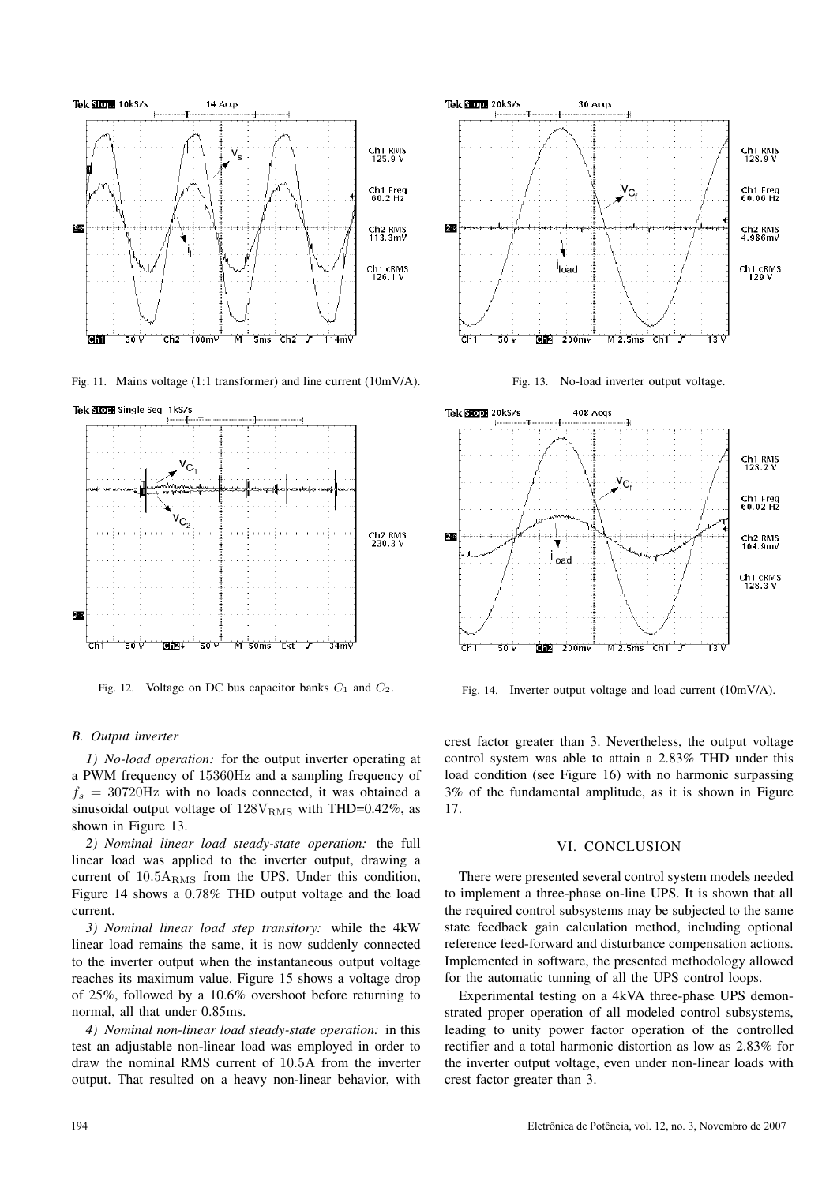Fig. 11. Mains voltage (1:1 transformer) and line current (10mV/A).

Fig. 12. Voltage on DC bus capacitor banks $C_1$ and $C_2$.

Fig. 13. No-load inverter output voltage.

Fig. 14. Inverter output voltage and load current (10mV/A).

### B. Output inverter

*1) No-load operation:* for the output inverter operating at a PWM frequency of 15360Hz and a sampling frequency of $f_s = 30720\text{Hz}$ with no loads connected, it was obtained a sinusoidal output voltage of $128\text{V}_{\text{RMS}}$ with THD=0.42%, as shown in Figure 13.

*2) Nominal linear load steady-state operation:* the full linear load was applied to the inverter output, drawing a current of $10.5\text{A}_{\text{RMS}}$ from the UPS. Under this condition, Figure 14 shows a 0.78% THD output voltage and the load current.

*3) Nominal linear load step transitory:* while the 4kW linear load remains the same, it is now suddenly connected to the inverter output when the instantaneous output voltage reaches its maximum value. Figure 15 shows a voltage drop of 25%, followed by a 10.6% overshoot before returning to normal, all that under 0.85ms.

*4) Nominal non-linear load steady-state operation:* in this test an adjustable non-linear load was employed in order to draw the nominal RMS current of 10.5A from the inverter output. That resulted on a heavy non-linear behavior, with crest factor greater than 3. Nevertheless, the output voltage control system was able to attain a 2.83% THD under this load condition (see Figure 16) with no harmonic surpassing 3% of the fundamental amplitude, as it is shown in Figure 17.

## VI. CONCLUSION

There were presented several control system models needed to implement a three-phase on-line UPS. It is shown that all the required control subsystems may be subjected to the same state feedback gain calculation method, including optional reference feed-forward and disturbance compensation actions. Implemented in software, the presented methodology allowed for the automatic tunning of all the UPS control loops.

Experimental testing on a 4kVA three-phase UPS demonstrated proper operation of all modeled control subsystems, leading to unity power factor operation of the controlled rectifier and a total harmonic distortion as low as 2.83% for the inverter output voltage, even under non-linear loads with crest factor greater than 3.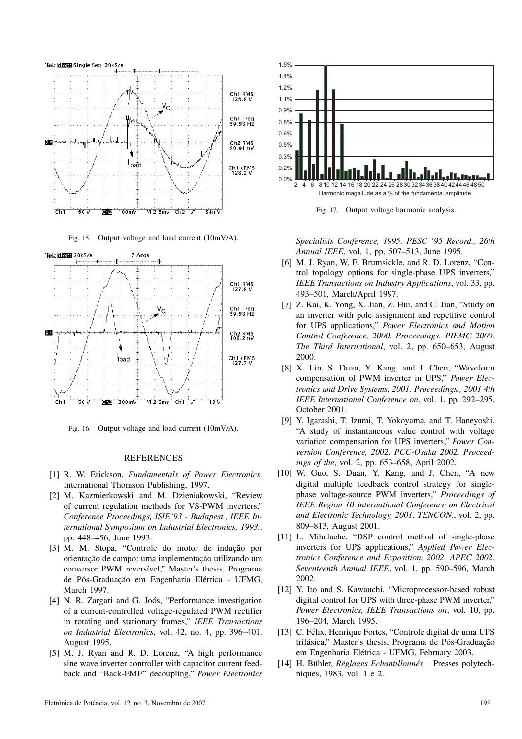Fig. 15. Output voltage and load current (10mV/A).

Fig. 16. Output voltage and load current (10mV/A).

Fig. 17. Output voltage harmonic analysis.

## REFERENCES

[1] R. W. Erickson, *Fundamentals of Power Electronics*. International Thomson Publishing, 1997.

[2] M. Kazmierkowski and M. Dzieniakowski, "Review of current regulation methods for VS-PWM inverters," *Conference Proceedings, ISIE'93 - Budapest., IEEE International Symposium on Industrial Electronics, 1993.*, pp. 448–456, June 1993.

[3] M. M. Stopa, "Controle do motor de indução por orientação de campo: uma implementação utilizando um conversor PWM reversível," Master's thesis, Programa de Pós-Graduação em Engenharia Elétrica - UFMG, March 1997.

[4] N. R. Zargari and G. Joós, "Performance investigation of a current-controlled voltage-regulated PWM rectifier in rotating and stationary frames," *IEEE Transactions on Industrial Electronics*, vol. 42, no. 4, pp. 396–401, August 1995.

[5] M. J. Ryan and R. D. Lorenz, "A high performance sine wave inverter controller with capacitor current feedback and "Back-EMF" decoupling," *Power Electronics Specialists Conference, 1995. PESC '95 Record., 26th Annual IEEE*, vol. 1, pp. 507–513, June 1995.

[6] M. J. Ryan, W. E. Brumsickle, and R. D. Lorenz, "Control topology options for single-phase UPS inverters," *IEEE Transactions on Industry Applications*, vol. 33, pp. 493–501, March/April 1997.

[7] Z. Kai, K. Yong, X. Jian, Z. Hui, and C. Jian, "Study on an inverter with pole assignment and repetitive control for UPS applications," *Power Electronics and Motion Control Conference, 2000. Proceedings. PIEMC 2000. The Third International*, vol. 2, pp. 650–653, August 2000.

[8] X. Lin, S. Duan, Y. Kang, and J. Chen, "Waveform compensation of PWM inverter in UPS," *Power Electronics and Drive Systems, 2001. Proceedings., 2001 4th IEEE International Conference on*, vol. 1, pp. 292–295, October 2001.

[9] Y. Igarashi, T. Izumi, T. Yokoyama, and T. Haneyoshi, "A study of instantaneous value control with voltage variation compensation for UPS inverters," *Power Conversion Conference, 2002. PCC-Osaka 2002. Proceedings of the*, vol. 2, pp. 653–658, April 2002.

[10] W. Guo, S. Duan, Y. Kang, and J. Chen, "A new digital multiple feedback control strategy for single-phase voltage-source PWM inverters," *Proceedings of IEEE Region 10 International Conference on Electrical and Electronic Technology, 2001. TENCON.*, vol. 2, pp. 809–813, August 2001.

[11] L. Mihalache, "DSP control method of single-phase inverters for UPS applications," *Applied Power Electronics Conference and Exposition, 2002. APEC 2002. Seventeenth Annual IEEE*, vol. 1, pp. 590–596, March 2002.

[12] Y. Ito and S. Kawauchi, "Microprocessor-based robust digital control for UPS with three-phase PWM inverter," *Power Electronics, IEEE Transactions on*, vol. 10, pp. 196–204, March 1995.

[13] C. Félix, Henrique Fortes, "Controle digital de uma UPS trifásica," Master's thesis, Programa de Pós-Graduação em Engenharia Elétrica - UFMG, February 2003.

[14] H. Bühler, *Réglages Echantillonnés*. Presses polytechniques, 1983, vol. 1 e 2.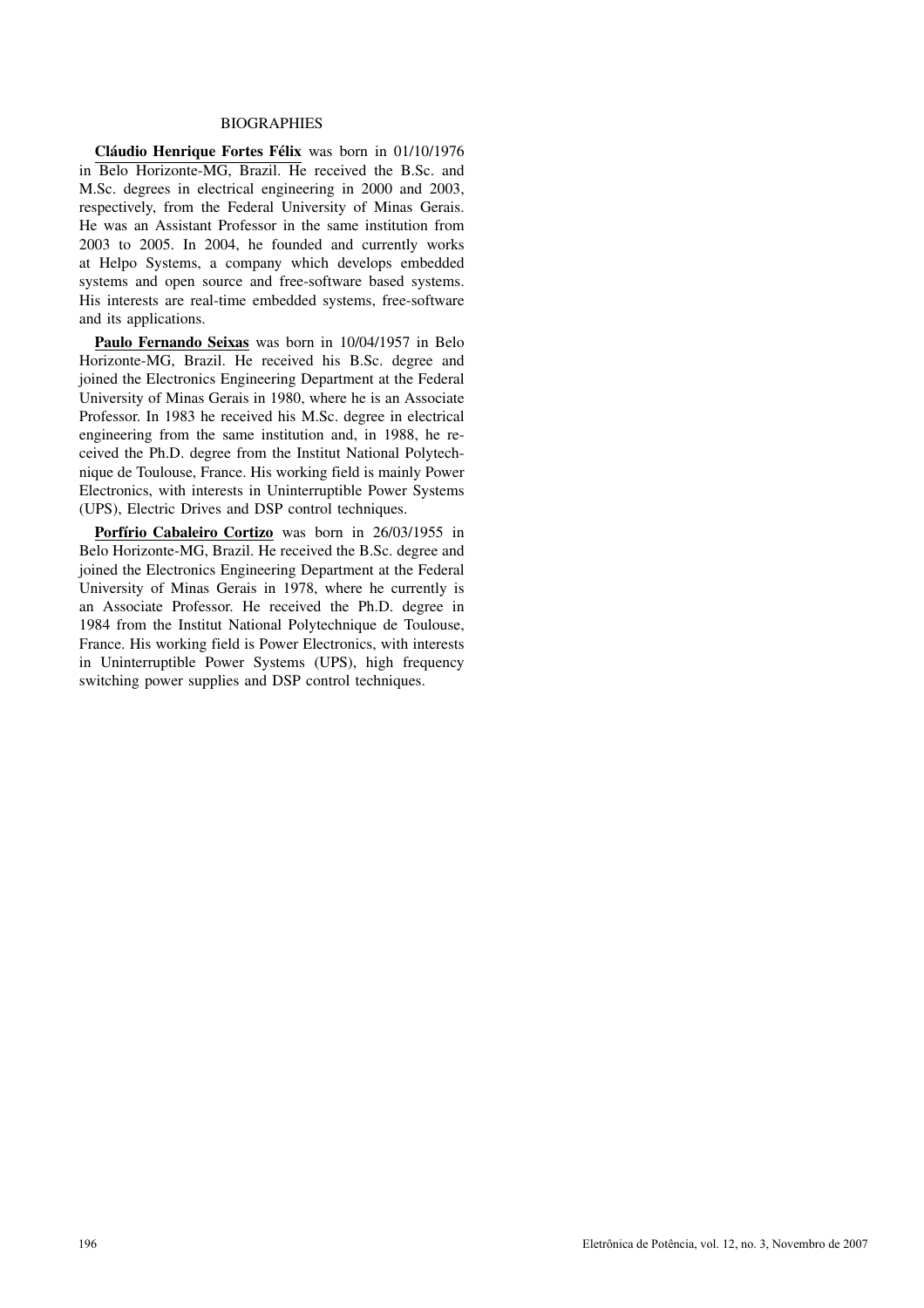## BIOGRAPHIES

**Cláudio Henrique Fortes Félix** was born in 01/10/1976 in Belo Horizonte-MG, Brazil. He received the B.Sc. and M.Sc. degrees in electrical engineering in 2000 and 2003, respectively, from the Federal University of Minas Gerais. He was an Assistant Professor in the same institution from 2003 to 2005. In 2004, he founded and currently works at Helpo Systems, a company which develops embedded systems and open source and free-software based systems. His interests are real-time embedded systems, free-software and its applications.

**Paulo Fernando Seixas** was born in 10/04/1957 in Belo Horizonte-MG, Brazil. He received his B.Sc. degree and joined the Electronics Engineering Department at the Federal University of Minas Gerais in 1980, where he is an Associate Professor. In 1983 he received his M.Sc. degree in electrical engineering from the same institution and, in 1988, he received the Ph.D. degree from the Institut National Polytechnique de Toulouse, France. His working field is mainly Power Electronics, with interests in Uninterruptible Power Systems (UPS), Electric Drives and DSP control techniques.

**Porfírio Cabaleiro Cortizo** was born in 26/03/1955 in Belo Horizonte-MG, Brazil. He received the B.Sc. degree and joined the Electronics Engineering Department at the Federal University of Minas Gerais in 1978, where he currently is an Associate Professor. He received the Ph.D. degree in 1984 from the Institut National Polytechnique de Toulouse, France. His working field is Power Electronics, with interests in Uninterruptible Power Systems (UPS), high frequency switching power supplies and DSP control techniques.